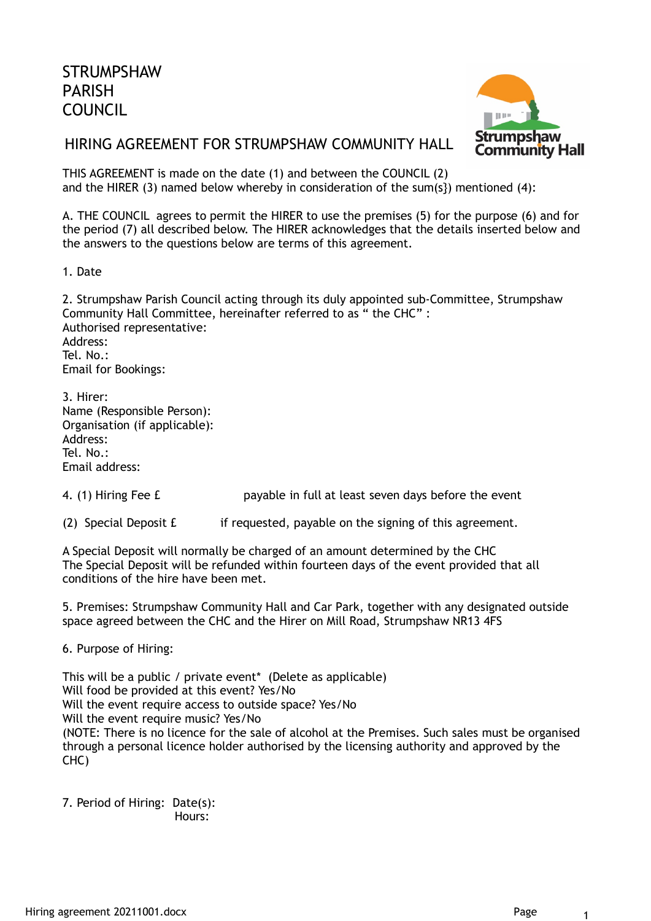# STRUMPSHAW PARISH COUNCIL

## HIRING AGREEMENT FOR STRUMPSHAW COMMUNITY HALL

THIS AGREEMENT is made on the date (1) and between the COUNCIL (2) and the HIRER (3) named below whereby in consideration of the sum(s}) mentioned (4):

A. THE COUNCIL agrees to permit the HIRER to use the premises (5) for the purpose (6) and for the period (7) all described below. The HIRER acknowledges that the details inserted below and the answers to the questions below are terms of this agreement.

1. Date

2. Strumpshaw Parish Council acting through its duly appointed sub-Committee, Strumpshaw Community Hall Committee, hereinafter referred to as " the CHC" :
Authorised representative:
Address:
Tel. No.:
Email for Bookings:

3. Hirer:
Name (Responsible Person):
Organisation (if applicable):
Address:
Tel. No.:
Email address:

4. (1) Hiring Fee £ payable in full at least seven days before the event

(2) Special Deposit £ if requested, payable on the signing of this agreement.

A Special Deposit will normally be charged of an amount determined by the CHC
The Special Deposit will be refunded within fourteen days of the event provided that all conditions of the hire have been met.

5. Premises: Strumpshaw Community Hall and Car Park, together with any designated outside space agreed between the CHC and the Hirer on Mill Road, Strumpshaw NR13 4FS

6. Purpose of Hiring:

This will be a public / private event* (Delete as applicable)
Will food be provided at this event? Yes/No
Will the event require access to outside space? Yes/No
Will the event require music? Yes/No
(NOTE: There is no licence for the sale of alcohol at the Premises. Such sales must be organised through a personal licence holder authorised by the licensing authority and approved by the CHC)

7. Period of Hiring: Date(s):
Hours: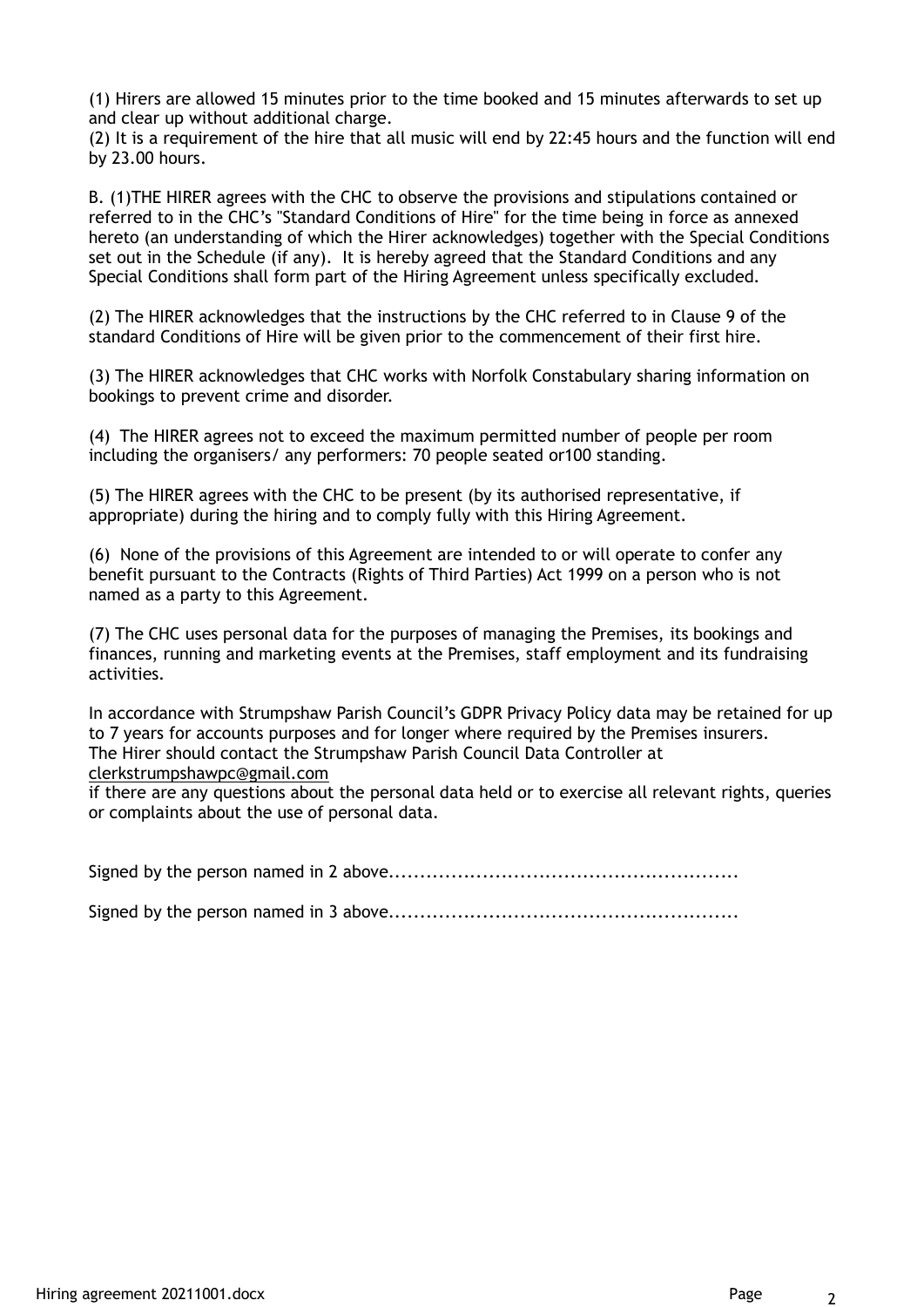(1) Hirers are allowed 15 minutes prior to the time booked and 15 minutes afterwards to set up and clear up without additional charge.
(2) It is a requirement of the hire that all music will end by 22:45 hours and the function will end by 23.00 hours.

B. (1)THE HIRER agrees with the CHC to observe the provisions and stipulations contained or referred to in the CHC's "Standard Conditions of Hire" for the time being in force as annexed hereto (an understanding of which the Hirer acknowledges) together with the Special Conditions set out in the Schedule (if any). It is hereby agreed that the Standard Conditions and any Special Conditions shall form part of the Hiring Agreement unless specifically excluded.

(2) The HIRER acknowledges that the instructions by the CHC referred to in Clause 9 of the standard Conditions of Hire will be given prior to the commencement of their first hire.

(3) The HIRER acknowledges that CHC works with Norfolk Constabulary sharing information on bookings to prevent crime and disorder.

(4) The HIRER agrees not to exceed the maximum permitted number of people per room including the organisers/ any performers: 70 people seated or100 standing.

(5) The HIRER agrees with the CHC to be present (by its authorised representative, if appropriate) during the hiring and to comply fully with this Hiring Agreement.

(6) None of the provisions of this Agreement are intended to or will operate to confer any benefit pursuant to the Contracts (Rights of Third Parties) Act 1999 on a person who is not named as a party to this Agreement.

(7) The CHC uses personal data for the purposes of managing the Premises, its bookings and finances, running and marketing events at the Premises, staff employment and its fundraising activities.

In accordance with Strumpshaw Parish Council's GDPR Privacy Policy data may be retained for up to 7 years for accounts purposes and for longer where required by the Premises insurers.
The Hirer should contact the Strumpshaw Parish Council Data Controller at
clerkstrumpshawpc@gmail.com
if there are any questions about the personal data held or to exercise all relevant rights, queries or complaints about the use of personal data.

Signed by the person named in 2 above........................................................

Signed by the person named in 3 above........................................................